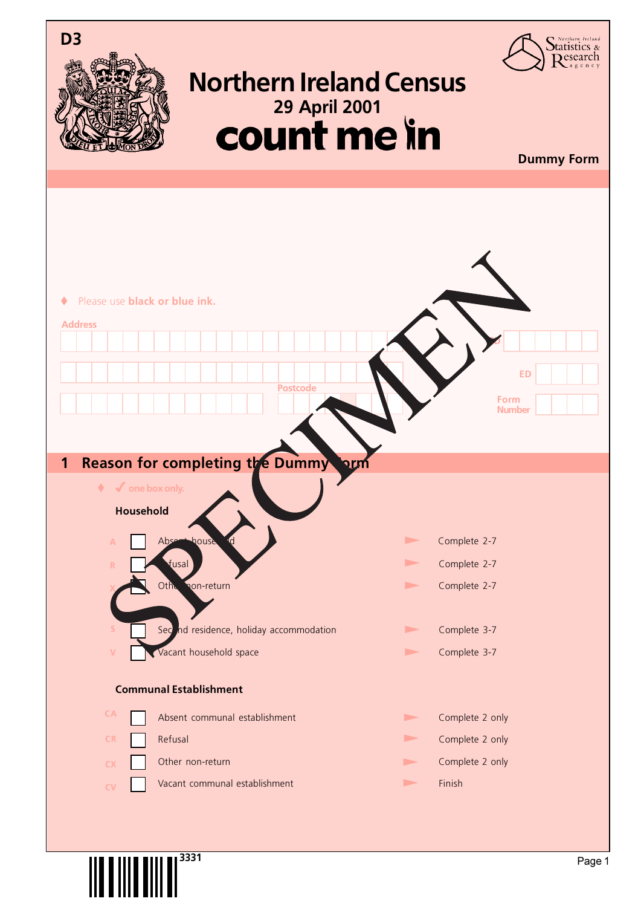D3

# Northern Ireland Census
## 29 April 2001
## count me in

Northern Ireland Statistics & Research Agency

**Dummy Form**

SPECIMEN

♦ Please use **black or blue ink.**

Address

Postcode

ED

Form Number

## 1 Reason for completing the Dummy form

♦ ✓ one box only.

**Household**

| Code | | Reason | | Action |
|---|---|---|---|---|
| A | ☐ | Absent household | ► | Complete 2-7 |
| R | ☐ | Refusal | ► | Complete 2-7 |
| X | ☐ | Other non-return | ► | Complete 2-7 |
| S | ☐ | Second residence, holiday accommodation | ► | Complete 3-7 |
| V | ☐ | Vacant household space | ► | Complete 3-7 |

**Communal Establishment**

| Code | | Reason | | Action |
|---|---|---|---|---|
| CA | ☐ | Absent communal establishment | ► | Complete 2 only |
| CR | ☐ | Refusal | ► | Complete 2 only |
| CX | ☐ | Other non-return | ► | Complete 2 only |
| CV | ☐ | Vacant communal establishment | ► | Finish |

3331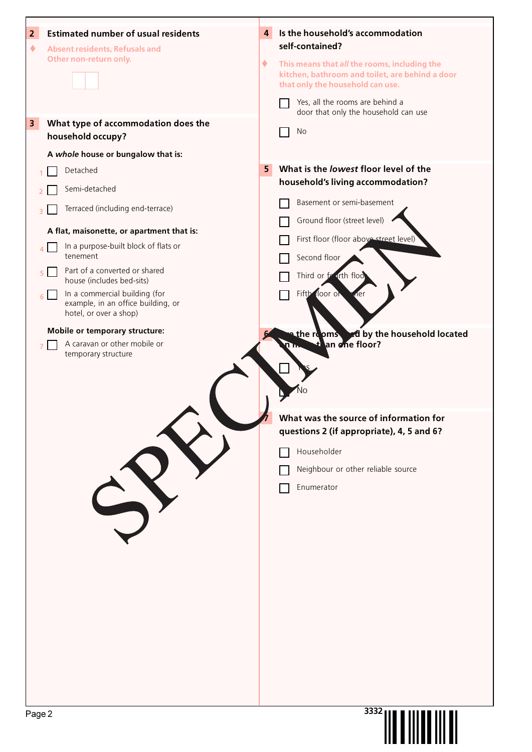## 2 Estimated number of usual residents

♦ Absent residents, Refusals and Other non-return only.

☐☐

## 3 What type of accommodation does the household occupy?

**A *whole* house or bungalow that is:**

1 ☐ Detached

2 ☐ Semi-detached

3 ☐ Terraced (including end-terrace)

**A flat, maisonette, or apartment that is:**

4 ☐ In a purpose-built block of flats or tenement

5 ☐ Part of a converted or shared house (includes bed-sits)

6 ☐ In a commercial building (for example, in an office building, or hotel, or over a shop)

**Mobile or temporary structure:**

7 ☐ A caravan or other mobile or temporary structure

## 4 Is the household's accommodation self-contained?

♦ This means that *all* the rooms, including the kitchen, bathroom and toilet, are behind a door that only the household can use.

☐ Yes, all the rooms are behind a door that only the household can use

☐ No

## 5 What is the *lowest* floor level of the household's living accommodation?

☐ Basement or semi-basement

☐ Ground floor (street level)

☐ First floor (floor above street level)

☐ Second floor

☐ Third or fourth floor

☐ Fifth floor or higher

## 6 Are the rooms used by the household located on more than one floor?

☐ Yes

☐ No

## 7 What was the source of information for questions 2 (if appropriate), 4, 5 and 6?

☐ Householder

☐ Neighbour or other reliable source

☐ Enumerator

SPECIMEN

3332